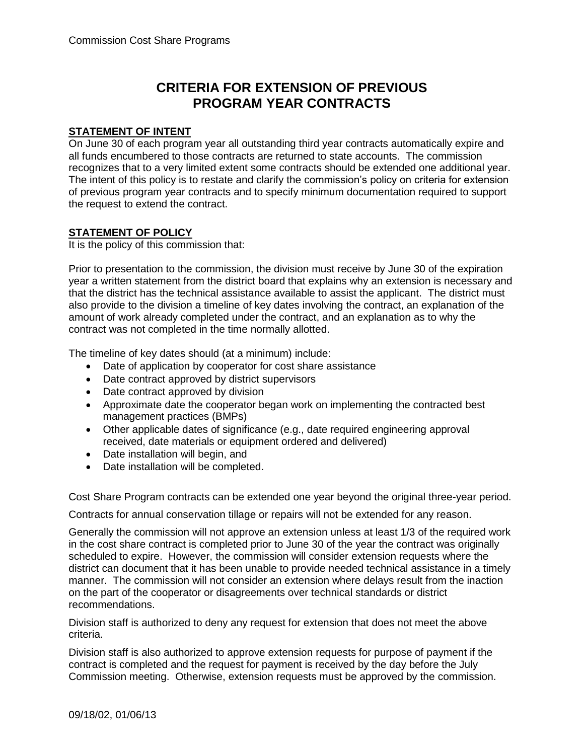# CRITERIA FOR EXTENSION OF PREVIOUS PROGRAM YEAR CONTRACTS

**STATEMENT OF INTENT**

On June 30 of each program year all outstanding third year contracts automatically expire and all funds encumbered to those contracts are returned to state accounts. The commission recognizes that to a very limited extent some contracts should be extended one additional year. The intent of this policy is to restate and clarify the commission's policy on criteria for extension of previous program year contracts and to specify minimum documentation required to support the request to extend the contract.

**STATEMENT OF POLICY**

It is the policy of this commission that:

Prior to presentation to the commission, the division must receive by June 30 of the expiration year a written statement from the district board that explains why an extension is necessary and that the district has the technical assistance available to assist the applicant. The district must also provide to the division a timeline of key dates involving the contract, an explanation of the amount of work already completed under the contract, and an explanation as to why the contract was not completed in the time normally allotted.

The timeline of key dates should (at a minimum) include:

- Date of application by cooperator for cost share assistance
- Date contract approved by district supervisors
- Date contract approved by division
- Approximate date the cooperator began work on implementing the contracted best management practices (BMPs)
- Other applicable dates of significance (e.g., date required engineering approval received, date materials or equipment ordered and delivered)
- Date installation will begin, and
- Date installation will be completed.

Cost Share Program contracts can be extended one year beyond the original three-year period.

Contracts for annual conservation tillage or repairs will not be extended for any reason.

Generally the commission will not approve an extension unless at least 1/3 of the required work in the cost share contract is completed prior to June 30 of the year the contract was originally scheduled to expire. However, the commission will consider extension requests where the district can document that it has been unable to provide needed technical assistance in a timely manner. The commission will not consider an extension where delays result from the inaction on the part of the cooperator or disagreements over technical standards or district recommendations.

Division staff is authorized to deny any request for extension that does not meet the above criteria.

Division staff is also authorized to approve extension requests for purpose of payment if the contract is completed and the request for payment is received by the day before the July Commission meeting. Otherwise, extension requests must be approved by the commission.

09/18/02, 01/06/13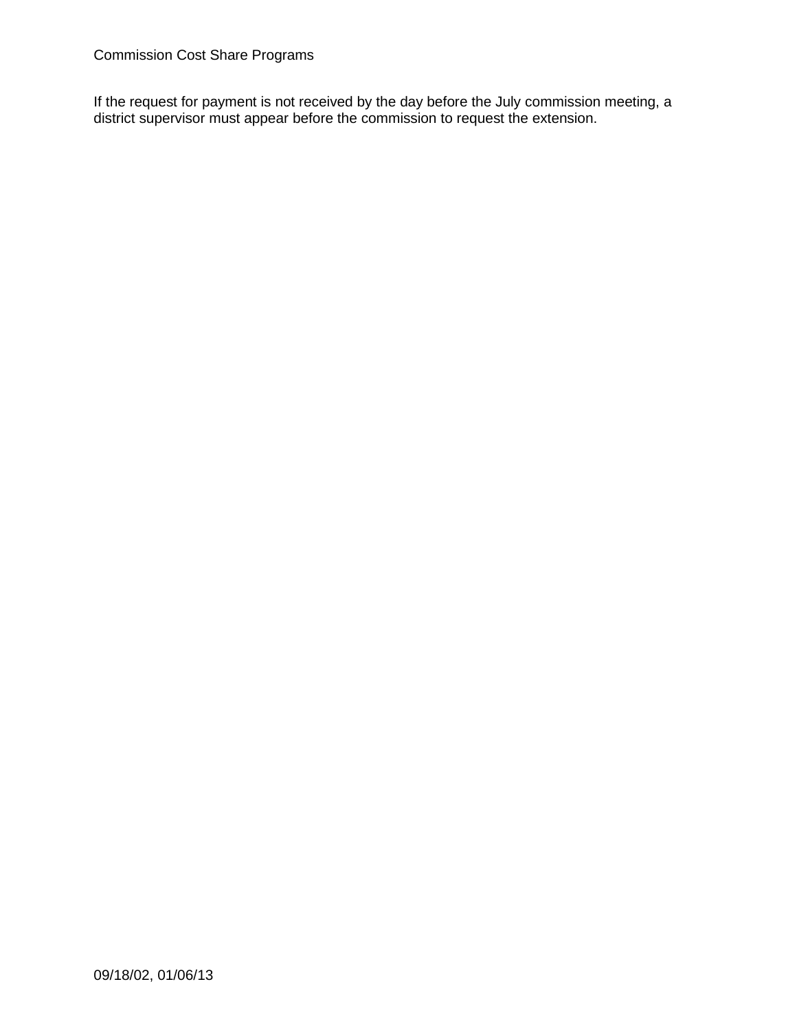If the request for payment is not received by the day before the July commission meeting, a district supervisor must appear before the commission to request the extension.